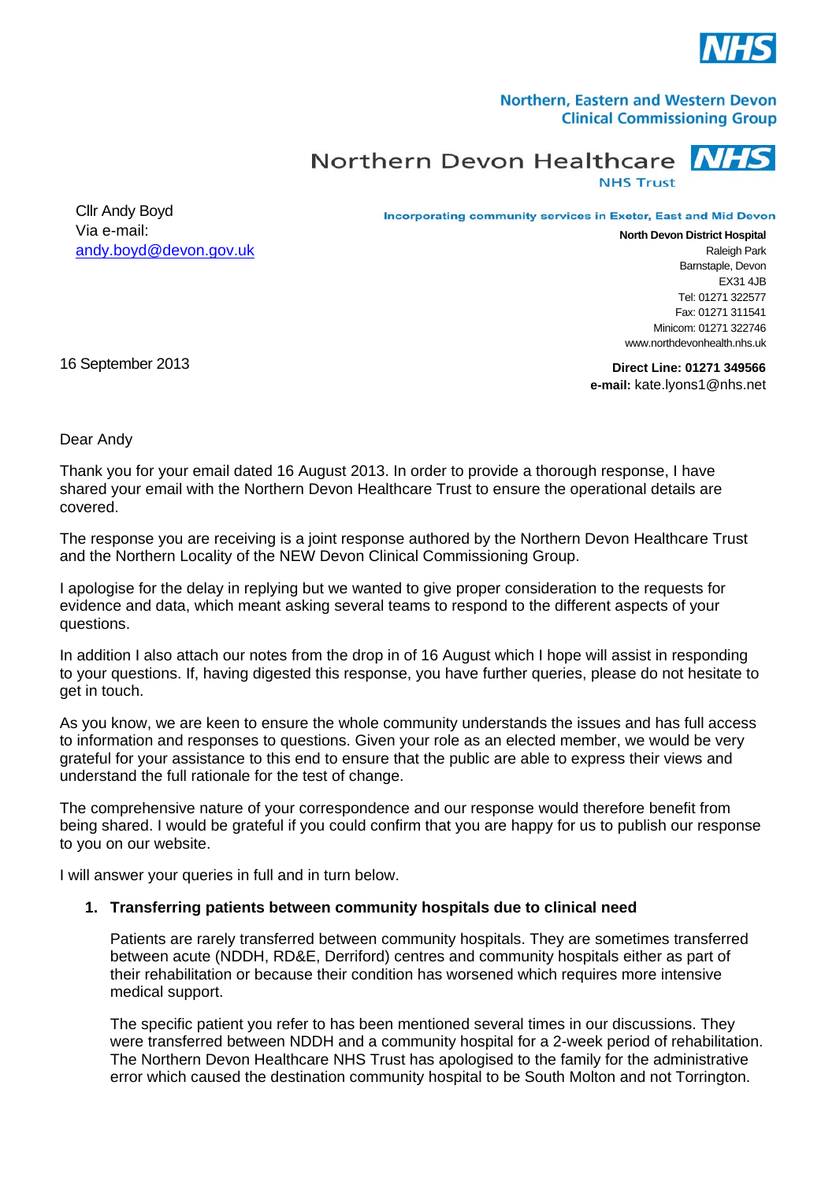NHS

**Northern, Eastern and Western Devon Clinical Commissioning Group**

**Northern Devon Healthcare NHS Trust**

Incorporating community services in Exeter, East and Mid Devon

Cllr Andy Boyd
Via e-mail:
andy.boyd@devon.gov.uk

**North Devon District Hospital**
Raleigh Park
Barnstaple, Devon
EX31 4JB
Tel: 01271 322577
Fax: 01271 311541
Minicom: 01271 322746
www.northdevonhealth.nhs.uk

16 September 2013

**Direct Line: 01271 349566**
**e-mail:** kate.lyons1@nhs.net

Dear Andy

Thank you for your email dated 16 August 2013. In order to provide a thorough response, I have shared your email with the Northern Devon Healthcare Trust to ensure the operational details are covered.

The response you are receiving is a joint response authored by the Northern Devon Healthcare Trust and the Northern Locality of the NEW Devon Clinical Commissioning Group.

I apologise for the delay in replying but we wanted to give proper consideration to the requests for evidence and data, which meant asking several teams to respond to the different aspects of your questions.

In addition I also attach our notes from the drop in of 16 August which I hope will assist in responding to your questions. If, having digested this response, you have further queries, please do not hesitate to get in touch.

As you know, we are keen to ensure the whole community understands the issues and has full access to information and responses to questions. Given your role as an elected member, we would be very grateful for your assistance to this end to ensure that the public are able to express their views and understand the full rationale for the test of change.

The comprehensive nature of your correspondence and our response would therefore benefit from being shared. I would be grateful if you could confirm that you are happy for us to publish our response to you on our website.

I will answer your queries in full and in turn below.

1. **Transferring patients between community hospitals due to clinical need**

   Patients are rarely transferred between community hospitals. They are sometimes transferred between acute (NDDH, RD&E, Derriford) centres and community hospitals either as part of their rehabilitation or because their condition has worsened which requires more intensive medical support.

   The specific patient you refer to has been mentioned several times in our discussions. They were transferred between NDDH and a community hospital for a 2-week period of rehabilitation. The Northern Devon Healthcare NHS Trust has apologised to the family for the administrative error which caused the destination community hospital to be South Molton and not Torrington.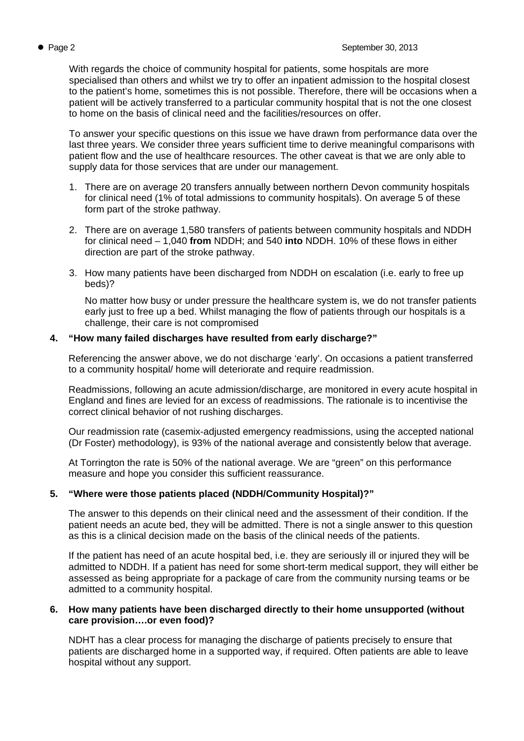With regards the choice of community hospital for patients, some hospitals are more specialised than others and whilst we try to offer an inpatient admission to the hospital closest to the patient's home, sometimes this is not possible. Therefore, there will be occasions when a patient will be actively transferred to a particular community hospital that is not the one closest to home on the basis of clinical need and the facilities/resources on offer.

To answer your specific questions on this issue we have drawn from performance data over the last three years. We consider three years sufficient time to derive meaningful comparisons with patient flow and the use of healthcare resources. The other caveat is that we are only able to supply data for those services that are under our management.

1. There are on average 20 transfers annually between northern Devon community hospitals for clinical need (1% of total admissions to community hospitals). On average 5 of these form part of the stroke pathway.

2. There are on average 1,580 transfers of patients between community hospitals and NDDH for clinical need – 1,040 **from** NDDH; and 540 **into** NDDH. 10% of these flows in either direction are part of the stroke pathway.

3. How many patients have been discharged from NDDH on escalation (i.e. early to free up beds)?

   No matter how busy or under pressure the healthcare system is, we do not transfer patients early just to free up a bed. Whilst managing the flow of patients through our hospitals is a challenge, their care is not compromised

**4. "How many failed discharges have resulted from early discharge?"**

Referencing the answer above, we do not discharge 'early'. On occasions a patient transferred to a community hospital/ home will deteriorate and require readmission.

Readmissions, following an acute admission/discharge, are monitored in every acute hospital in England and fines are levied for an excess of readmissions. The rationale is to incentivise the correct clinical behavior of not rushing discharges.

Our readmission rate (casemix-adjusted emergency readmissions, using the accepted national (Dr Foster) methodology), is 93% of the national average and consistently below that average.

At Torrington the rate is 50% of the national average. We are "green" on this performance measure and hope you consider this sufficient reassurance.

**5. "Where were those patients placed (NDDH/Community Hospital)?"**

The answer to this depends on their clinical need and the assessment of their condition. If the patient needs an acute bed, they will be admitted. There is not a single answer to this question as this is a clinical decision made on the basis of the clinical needs of the patients.

If the patient has need of an acute hospital bed, i.e. they are seriously ill or injured they will be admitted to NDDH. If a patient has need for some short-term medical support, they will either be assessed as being appropriate for a package of care from the community nursing teams or be admitted to a community hospital.

**6. How many patients have been discharged directly to their home unsupported (without care provision….or even food)?**

NDHT has a clear process for managing the discharge of patients precisely to ensure that patients are discharged home in a supported way, if required. Often patients are able to leave hospital without any support.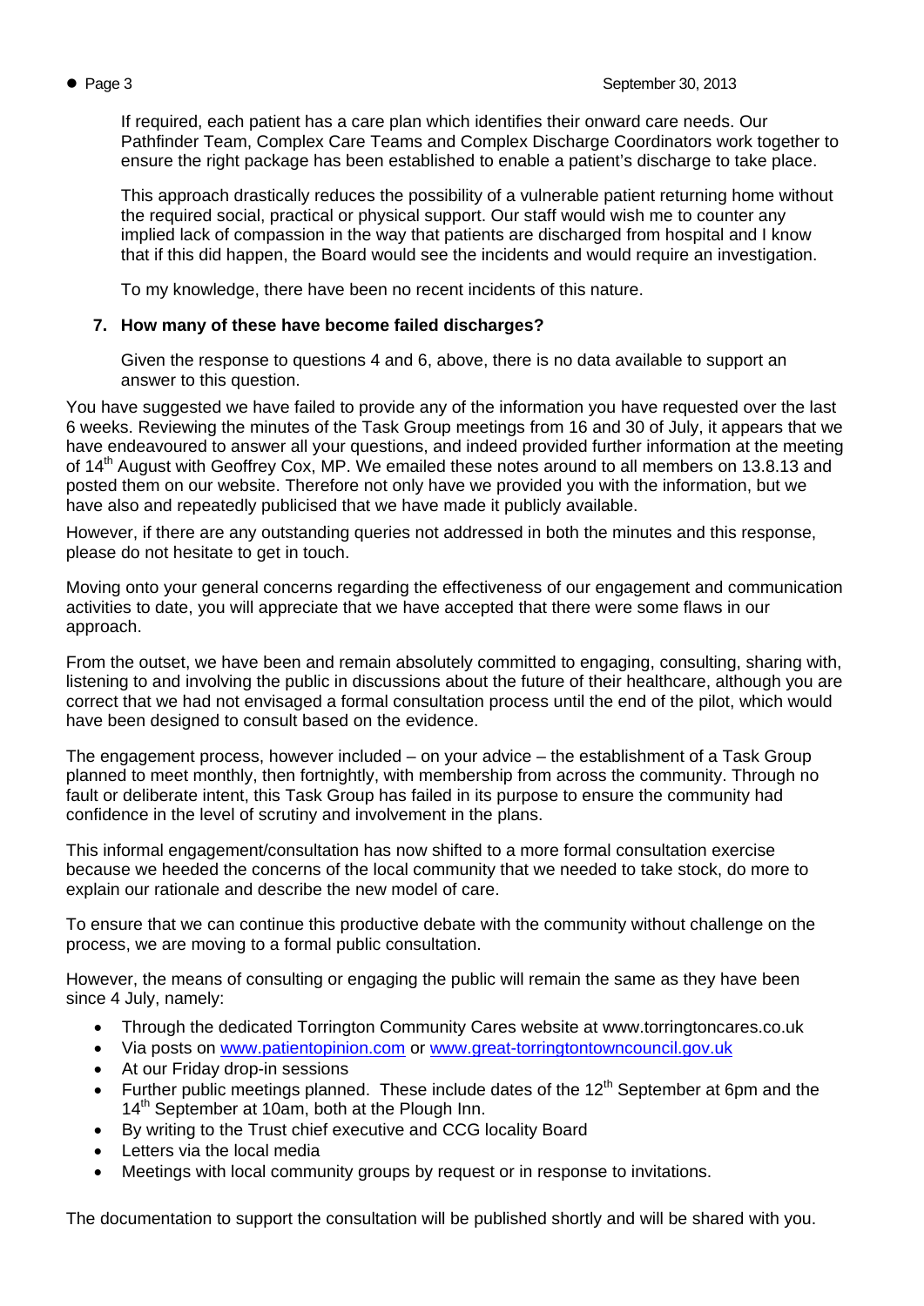If required, each patient has a care plan which identifies their onward care needs. Our Pathfinder Team, Complex Care Teams and Complex Discharge Coordinators work together to ensure the right package has been established to enable a patient's discharge to take place.

This approach drastically reduces the possibility of a vulnerable patient returning home without the required social, practical or physical support. Our staff would wish me to counter any implied lack of compassion in the way that patients are discharged from hospital and I know that if this did happen, the Board would see the incidents and would require an investigation.

To my knowledge, there have been no recent incidents of this nature.

**7. How many of these have become failed discharges?**

Given the response to questions 4 and 6, above, there is no data available to support an answer to this question.

You have suggested we have failed to provide any of the information you have requested over the last 6 weeks. Reviewing the minutes of the Task Group meetings from 16 and 30 of July, it appears that we have endeavoured to answer all your questions, and indeed provided further information at the meeting of 14th August with Geoffrey Cox, MP. We emailed these notes around to all members on 13.8.13 and posted them on our website. Therefore not only have we provided you with the information, but we have also and repeatedly publicised that we have made it publicly available.

However, if there are any outstanding queries not addressed in both the minutes and this response, please do not hesitate to get in touch.

Moving onto your general concerns regarding the effectiveness of our engagement and communication activities to date, you will appreciate that we have accepted that there were some flaws in our approach.

From the outset, we have been and remain absolutely committed to engaging, consulting, sharing with, listening to and involving the public in discussions about the future of their healthcare, although you are correct that we had not envisaged a formal consultation process until the end of the pilot, which would have been designed to consult based on the evidence.

The engagement process, however included – on your advice – the establishment of a Task Group planned to meet monthly, then fortnightly, with membership from across the community. Through no fault or deliberate intent, this Task Group has failed in its purpose to ensure the community had confidence in the level of scrutiny and involvement in the plans.

This informal engagement/consultation has now shifted to a more formal consultation exercise because we heeded the concerns of the local community that we needed to take stock, do more to explain our rationale and describe the new model of care.

To ensure that we can continue this productive debate with the community without challenge on the process, we are moving to a formal public consultation.

However, the means of consulting or engaging the public will remain the same as they have been since 4 July, namely:

- Through the dedicated Torrington Community Cares website at www.torringtoncares.co.uk
- Via posts on www.patientopinion.com or www.great-torringtontowncouncil.gov.uk
- At our Friday drop-in sessions
- Further public meetings planned. These include dates of the 12th September at 6pm and the 14th September at 10am, both at the Plough Inn.
- By writing to the Trust chief executive and CCG locality Board
- Letters via the local media
- Meetings with local community groups by request or in response to invitations.

The documentation to support the consultation will be published shortly and will be shared with you.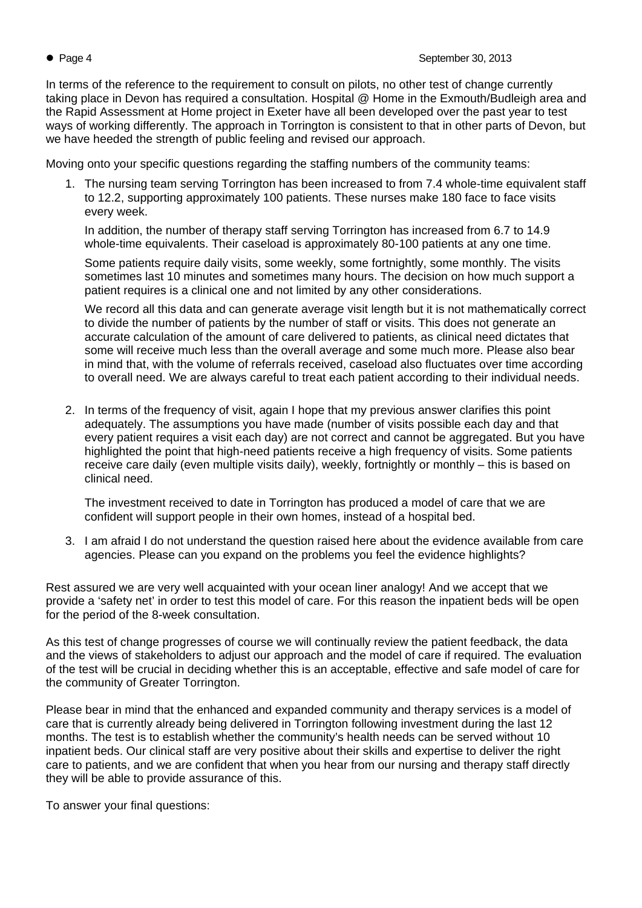In terms of the reference to the requirement to consult on pilots, no other test of change currently taking place in Devon has required a consultation. Hospital @ Home in the Exmouth/Budleigh area and the Rapid Assessment at Home project in Exeter have all been developed over the past year to test ways of working differently. The approach in Torrington is consistent to that in other parts of Devon, but we have heeded the strength of public feeling and revised our approach.

Moving onto your specific questions regarding the staffing numbers of the community teams:

1. The nursing team serving Torrington has been increased to from 7.4 whole-time equivalent staff to 12.2, supporting approximately 100 patients. These nurses make 180 face to face visits every week.

   In addition, the number of therapy staff serving Torrington has increased from 6.7 to 14.9 whole-time equivalents. Their caseload is approximately 80-100 patients at any one time.

   Some patients require daily visits, some weekly, some fortnightly, some monthly. The visits sometimes last 10 minutes and sometimes many hours. The decision on how much support a patient requires is a clinical one and not limited by any other considerations.

   We record all this data and can generate average visit length but it is not mathematically correct to divide the number of patients by the number of staff or visits. This does not generate an accurate calculation of the amount of care delivered to patients, as clinical need dictates that some will receive much less than the overall average and some much more. Please also bear in mind that, with the volume of referrals received, caseload also fluctuates over time according to overall need. We are always careful to treat each patient according to their individual needs.

2. In terms of the frequency of visit, again I hope that my previous answer clarifies this point adequately. The assumptions you have made (number of visits possible each day and that every patient requires a visit each day) are not correct and cannot be aggregated. But you have highlighted the point that high-need patients receive a high frequency of visits. Some patients receive care daily (even multiple visits daily), weekly, fortnightly or monthly – this is based on clinical need.

   The investment received to date in Torrington has produced a model of care that we are confident will support people in their own homes, instead of a hospital bed.

3. I am afraid I do not understand the question raised here about the evidence available from care agencies. Please can you expand on the problems you feel the evidence highlights?

Rest assured we are very well acquainted with your ocean liner analogy! And we accept that we provide a 'safety net' in order to test this model of care. For this reason the inpatient beds will be open for the period of the 8-week consultation.

As this test of change progresses of course we will continually review the patient feedback, the data and the views of stakeholders to adjust our approach and the model of care if required. The evaluation of the test will be crucial in deciding whether this is an acceptable, effective and safe model of care for the community of Greater Torrington.

Please bear in mind that the enhanced and expanded community and therapy services is a model of care that is currently already being delivered in Torrington following investment during the last 12 months. The test is to establish whether the community's health needs can be served without 10 inpatient beds. Our clinical staff are very positive about their skills and expertise to deliver the right care to patients, and we are confident that when you hear from our nursing and therapy staff directly they will be able to provide assurance of this.

To answer your final questions: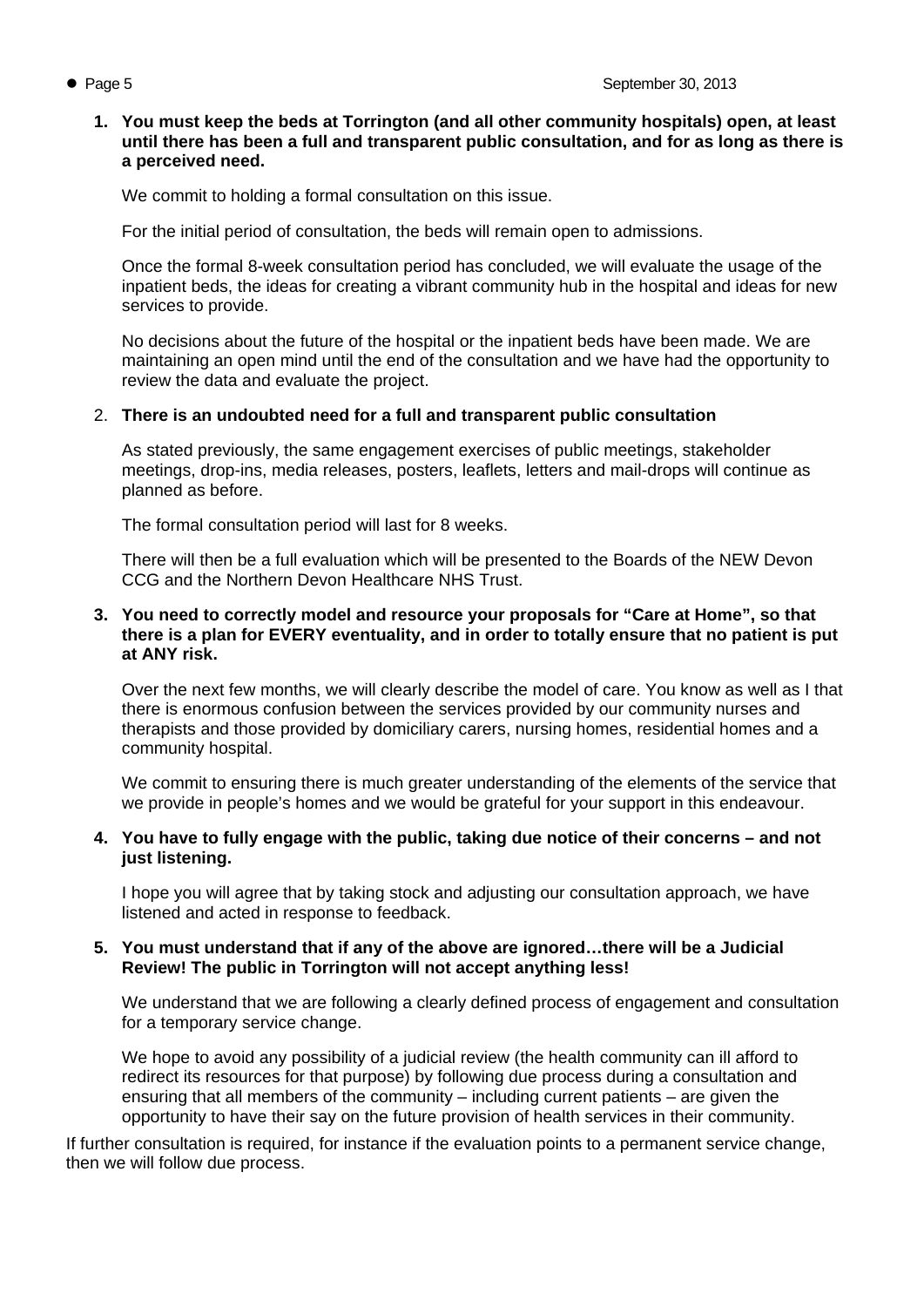1. **You must keep the beds at Torrington (and all other community hospitals) open, at least until there has been a full and transparent public consultation, and for as long as there is a perceived need.**

   We commit to holding a formal consultation on this issue.

   For the initial period of consultation, the beds will remain open to admissions.

   Once the formal 8-week consultation period has concluded, we will evaluate the usage of the inpatient beds, the ideas for creating a vibrant community hub in the hospital and ideas for new services to provide.

   No decisions about the future of the hospital or the inpatient beds have been made. We are maintaining an open mind until the end of the consultation and we have had the opportunity to review the data and evaluate the project.

2. **There is an undoubted need for a full and transparent public consultation**

   As stated previously, the same engagement exercises of public meetings, stakeholder meetings, drop-ins, media releases, posters, leaflets, letters and mail-drops will continue as planned as before.

   The formal consultation period will last for 8 weeks.

   There will then be a full evaluation which will be presented to the Boards of the NEW Devon CCG and the Northern Devon Healthcare NHS Trust.

3. **You need to correctly model and resource your proposals for "Care at Home", so that there is a plan for EVERY eventuality, and in order to totally ensure that no patient is put at ANY risk.**

   Over the next few months, we will clearly describe the model of care. You know as well as I that there is enormous confusion between the services provided by our community nurses and therapists and those provided by domiciliary carers, nursing homes, residential homes and a community hospital.

   We commit to ensuring there is much greater understanding of the elements of the service that we provide in people's homes and we would be grateful for your support in this endeavour.

4. **You have to fully engage with the public, taking due notice of their concerns – and not just listening.**

   I hope you will agree that by taking stock and adjusting our consultation approach, we have listened and acted in response to feedback.

5. **You must understand that if any of the above are ignored…there will be a Judicial Review! The public in Torrington will not accept anything less!**

   We understand that we are following a clearly defined process of engagement and consultation for a temporary service change.

   We hope to avoid any possibility of a judicial review (the health community can ill afford to redirect its resources for that purpose) by following due process during a consultation and ensuring that all members of the community – including current patients – are given the opportunity to have their say on the future provision of health services in their community.

If further consultation is required, for instance if the evaluation points to a permanent service change, then we will follow due process.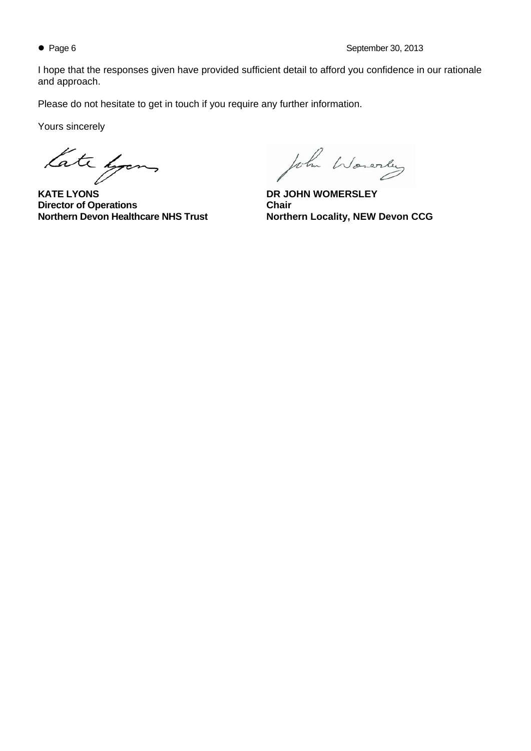I hope that the responses given have provided sufficient detail to afford you confidence in our rationale and approach.

Please do not hesitate to get in touch if you require any further information.

Yours sincerely

**KATE LYONS**
**Director of Operations**
**Northern Devon Healthcare NHS Trust**

**DR JOHN WOMERSLEY**
**Chair**
**Northern Locality, NEW Devon CCG**